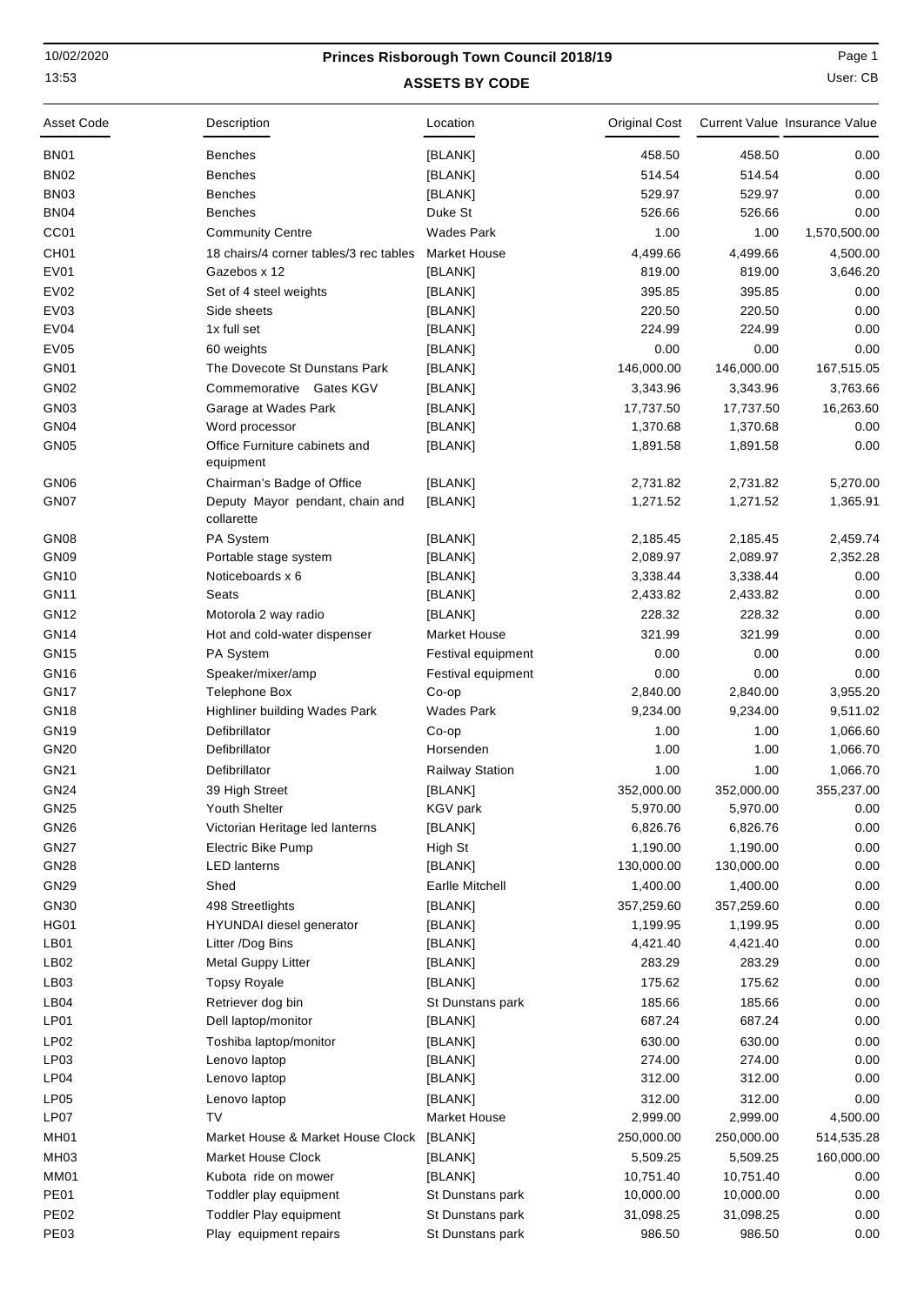# Princes Risborough Town Council 2018/19

## ASSETS BY CODE

| Asset Code | Description | Location | Original Cost | Current Value | Insurance Value |
|---|---|---|---|---|---|
| BN01 | Benches | [BLANK] | 458.50 | 458.50 | 0.00 |
| BN02 | Benches | [BLANK] | 514.54 | 514.54 | 0.00 |
| BN03 | Benches | [BLANK] | 529.97 | 529.97 | 0.00 |
| BN04 | Benches | Duke St | 526.66 | 526.66 | 0.00 |
| CC01 | Community Centre | Wades Park | 1.00 | 1.00 | 1,570,500.00 |
| CH01 | 18 chairs/4 corner tables/3 rec tables | Market House | 4,499.66 | 4,499.66 | 4,500.00 |
| EV01 | Gazebos x 12 | [BLANK] | 819.00 | 819.00 | 3,646.20 |
| EV02 | Set of 4 steel weights | [BLANK] | 395.85 | 395.85 | 0.00 |
| EV03 | Side sheets | [BLANK] | 220.50 | 220.50 | 0.00 |
| EV04 | 1x full set | [BLANK] | 224.99 | 224.99 | 0.00 |
| EV05 | 60 weights | [BLANK] | 0.00 | 0.00 | 0.00 |
| GN01 | The Dovecote St Dunstans Park | [BLANK] | 146,000.00 | 146,000.00 | 167,515.05 |
| GN02 | Commemorative Gates KGV | [BLANK] | 3,343.96 | 3,343.96 | 3,763.66 |
| GN03 | Garage at Wades Park | [BLANK] | 17,737.50 | 17,737.50 | 16,263.60 |
| GN04 | Word processor | [BLANK] | 1,370.68 | 1,370.68 | 0.00 |
| GN05 | Office Furniture cabinets and equipment | [BLANK] | 1,891.58 | 1,891.58 | 0.00 |
| GN06 | Chairman's Badge of Office | [BLANK] | 2,731.82 | 2,731.82 | 5,270.00 |
| GN07 | Deputy Mayor pendant, chain and collarette | [BLANK] | 1,271.52 | 1,271.52 | 1,365.91 |
| GN08 | PA System | [BLANK] | 2,185.45 | 2,185.45 | 2,459.74 |
| GN09 | Portable stage system | [BLANK] | 2,089.97 | 2,089.97 | 2,352.28 |
| GN10 | Noticeboards x 6 | [BLANK] | 3,338.44 | 3,338.44 | 0.00 |
| GN11 | Seats | [BLANK] | 2,433.82 | 2,433.82 | 0.00 |
| GN12 | Motorola 2 way radio | [BLANK] | 228.32 | 228.32 | 0.00 |
| GN14 | Hot and cold-water dispenser | Market House | 321.99 | 321.99 | 0.00 |
| GN15 | PA System | Festival equipment | 0.00 | 0.00 | 0.00 |
| GN16 | Speaker/mixer/amp | Festival equipment | 0.00 | 0.00 | 0.00 |
| GN17 | Telephone Box | Co-op | 2,840.00 | 2,840.00 | 3,955.20 |
| GN18 | Highliner building Wades Park | Wades Park | 9,234.00 | 9,234.00 | 9,511.02 |
| GN19 | Defibrillator | Co-op | 1.00 | 1.00 | 1,066.60 |
| GN20 | Defibrillator | Horsenden | 1.00 | 1.00 | 1,066.70 |
| GN21 | Defibrillator | Railway Station | 1.00 | 1.00 | 1,066.70 |
| GN24 | 39 High Street | [BLANK] | 352,000.00 | 352,000.00 | 355,237.00 |
| GN25 | Youth Shelter | KGV park | 5,970.00 | 5,970.00 | 0.00 |
| GN26 | Victorian Heritage led lanterns | [BLANK] | 6,826.76 | 6,826.76 | 0.00 |
| GN27 | Electric Bike Pump | High St | 1,190.00 | 1,190.00 | 0.00 |
| GN28 | LED lanterns | [BLANK] | 130,000.00 | 130,000.00 | 0.00 |
| GN29 | Shed | Earlle Mitchell | 1,400.00 | 1,400.00 | 0.00 |
| GN30 | 498 Streetlights | [BLANK] | 357,259.60 | 357,259.60 | 0.00 |
| HG01 | HYUNDAI diesel generator | [BLANK] | 1,199.95 | 1,199.95 | 0.00 |
| LB01 | Litter /Dog Bins | [BLANK] | 4,421.40 | 4,421.40 | 0.00 |
| LB02 | Metal Guppy Litter | [BLANK] | 283.29 | 283.29 | 0.00 |
| LB03 | Topsy Royale | [BLANK] | 175.62 | 175.62 | 0.00 |
| LB04 | Retriever dog bin | St Dunstans park | 185.66 | 185.66 | 0.00 |
| LP01 | Dell laptop/monitor | [BLANK] | 687.24 | 687.24 | 0.00 |
| LP02 | Toshiba laptop/monitor | [BLANK] | 630.00 | 630.00 | 0.00 |
| LP03 | Lenovo laptop | [BLANK] | 274.00 | 274.00 | 0.00 |
| LP04 | Lenovo laptop | [BLANK] | 312.00 | 312.00 | 0.00 |
| LP05 | Lenovo laptop | [BLANK] | 312.00 | 312.00 | 0.00 |
| LP07 | TV | Market House | 2,999.00 | 2,999.00 | 4,500.00 |
| MH01 | Market House & Market House Clock | [BLANK] | 250,000.00 | 250,000.00 | 514,535.28 |
| MH03 | Market House Clock | [BLANK] | 5,509.25 | 5,509.25 | 160,000.00 |
| MM01 | Kubota ride on mower | [BLANK] | 10,751.40 | 10,751.40 | 0.00 |
| PE01 | Toddler play equipment | St Dunstans park | 10,000.00 | 10,000.00 | 0.00 |
| PE02 | Toddler Play equipment | St Dunstans park | 31,098.25 | 31,098.25 | 0.00 |
| PE03 | Play equipment repairs | St Dunstans park | 986.50 | 986.50 | 0.00 |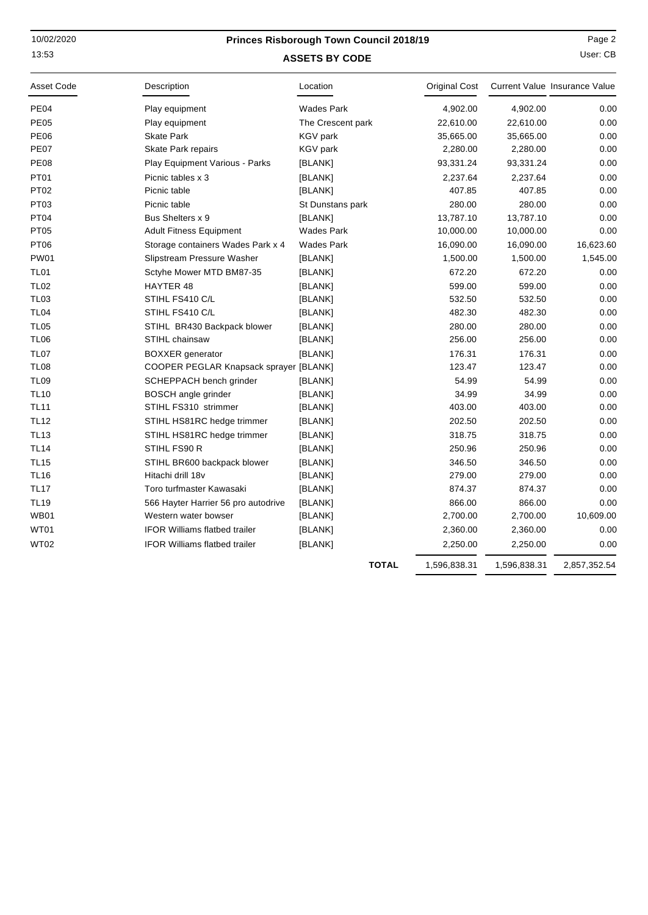# Princes Risborough Town Council 2018/19

## ASSETS BY CODE

| Asset Code | Description | Location | Original Cost | Current Value | Insurance Value |
|---|---|---|---|---|---|
| PE04 | Play equipment | Wades Park | 4,902.00 | 4,902.00 | 0.00 |
| PE05 | Play equipment | The Crescent park | 22,610.00 | 22,610.00 | 0.00 |
| PE06 | Skate Park | KGV park | 35,665.00 | 35,665.00 | 0.00 |
| PE07 | Skate Park repairs | KGV park | 2,280.00 | 2,280.00 | 0.00 |
| PE08 | Play Equipment Various - Parks | [BLANK] | 93,331.24 | 93,331.24 | 0.00 |
| PT01 | Picnic tables x 3 | [BLANK] | 2,237.64 | 2,237.64 | 0.00 |
| PT02 | Picnic table | [BLANK] | 407.85 | 407.85 | 0.00 |
| PT03 | Picnic table | St Dunstans park | 280.00 | 280.00 | 0.00 |
| PT04 | Bus Shelters x 9 | [BLANK] | 13,787.10 | 13,787.10 | 0.00 |
| PT05 | Adult Fitness Equipment | Wades Park | 10,000.00 | 10,000.00 | 0.00 |
| PT06 | Storage containers Wades Park x 4 | Wades Park | 16,090.00 | 16,090.00 | 16,623.60 |
| PW01 | Slipstream Pressure Washer | [BLANK] | 1,500.00 | 1,500.00 | 1,545.00 |
| TL01 | Sctyhe Mower MTD BM87-35 | [BLANK] | 672.20 | 672.20 | 0.00 |
| TL02 | HAYTER 48 | [BLANK] | 599.00 | 599.00 | 0.00 |
| TL03 | STIHL FS410 C/L | [BLANK] | 532.50 | 532.50 | 0.00 |
| TL04 | STIHL FS410 C/L | [BLANK] | 482.30 | 482.30 | 0.00 |
| TL05 | STIHL BR430 Backpack blower | [BLANK] | 280.00 | 280.00 | 0.00 |
| TL06 | STIHL chainsaw | [BLANK] | 256.00 | 256.00 | 0.00 |
| TL07 | BOXXER generator | [BLANK] | 176.31 | 176.31 | 0.00 |
| TL08 | COOPER PEGLAR Knapsack sprayer | [BLANK] | 123.47 | 123.47 | 0.00 |
| TL09 | SCHEPPACH bench grinder | [BLANK] | 54.99 | 54.99 | 0.00 |
| TL10 | BOSCH angle grinder | [BLANK] | 34.99 | 34.99 | 0.00 |
| TL11 | STIHL FS310 strimmer | [BLANK] | 403.00 | 403.00 | 0.00 |
| TL12 | STIHL HS81RC hedge trimmer | [BLANK] | 202.50 | 202.50 | 0.00 |
| TL13 | STIHL HS81RC hedge trimmer | [BLANK] | 318.75 | 318.75 | 0.00 |
| TL14 | STIHL FS90 R | [BLANK] | 250.96 | 250.96 | 0.00 |
| TL15 | STIHL BR600 backpack blower | [BLANK] | 346.50 | 346.50 | 0.00 |
| TL16 | Hitachi drill 18v | [BLANK] | 279.00 | 279.00 | 0.00 |
| TL17 | Toro turfmaster Kawasaki | [BLANK] | 874.37 | 874.37 | 0.00 |
| TL19 | 566 Hayter Harrier 56 pro autodrive | [BLANK] | 866.00 | 866.00 | 0.00 |
| WB01 | Western water bowser | [BLANK] | 2,700.00 | 2,700.00 | 10,609.00 |
| WT01 | IFOR Williams flatbed trailer | [BLANK] | 2,360.00 | 2,360.00 | 0.00 |
| WT02 | IFOR Williams flatbed trailer | [BLANK] | 2,250.00 | 2,250.00 | 0.00 |
| | | **TOTAL** | 1,596,838.31 | 1,596,838.31 | 2,857,352.54 |